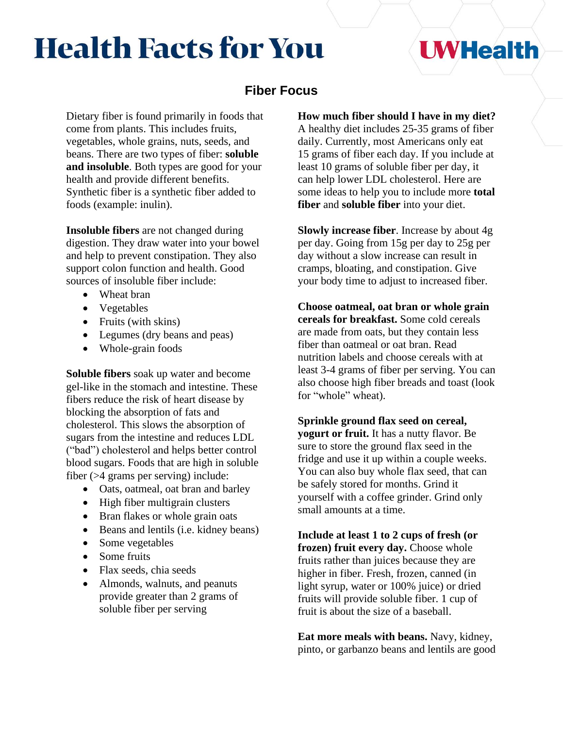# Health Facts for You

## Fiber Focus

Dietary fiber is found primarily in foods that come from plants. This includes fruits, vegetables, whole grains, nuts, seeds, and beans. There are two types of fiber: **soluble and insoluble**. Both types are good for your health and provide different benefits. Synthetic fiber is a synthetic fiber added to foods (example: inulin).

**Insoluble fibers** are not changed during digestion. They draw water into your bowel and help to prevent constipation. They also support colon function and health. Good sources of insoluble fiber include:

- Wheat bran
- Vegetables
- Fruits (with skins)
- Legumes (dry beans and peas)
- Whole-grain foods

**Soluble fibers** soak up water and become gel-like in the stomach and intestine. These fibers reduce the risk of heart disease by blocking the absorption of fats and cholesterol. This slows the absorption of sugars from the intestine and reduces LDL ("bad") cholesterol and helps better control blood sugars. Foods that are high in soluble fiber (>4 grams per serving) include:

- Oats, oatmeal, oat bran and barley
- High fiber multigrain clusters
- Bran flakes or whole grain oats
- Beans and lentils (i.e. kidney beans)
- Some vegetables
- Some fruits
- Flax seeds, chia seeds
- Almonds, walnuts, and peanuts provide greater than 2 grams of soluble fiber per serving

**How much fiber should I have in my diet?** A healthy diet includes 25-35 grams of fiber daily. Currently, most Americans only eat 15 grams of fiber each day. If you include at least 10 grams of soluble fiber per day, it can help lower LDL cholesterol. Here are some ideas to help you to include more **total fiber** and **soluble fiber** into your diet.

**Slowly increase fiber**. Increase by about 4g per day. Going from 15g per day to 25g per day without a slow increase can result in cramps, bloating, and constipation. Give your body time to adjust to increased fiber.

**Choose oatmeal, oat bran or whole grain cereals for breakfast.** Some cold cereals are made from oats, but they contain less fiber than oatmeal or oat bran. Read nutrition labels and choose cereals with at least 3-4 grams of fiber per serving. You can also choose high fiber breads and toast (look for "whole" wheat).

**Sprinkle ground flax seed on cereal, yogurt or fruit.** It has a nutty flavor. Be sure to store the ground flax seed in the fridge and use it up within a couple weeks. You can also buy whole flax seed, that can be safely stored for months. Grind it yourself with a coffee grinder. Grind only small amounts at a time.

**Include at least 1 to 2 cups of fresh (or frozen) fruit every day.** Choose whole fruits rather than juices because they are higher in fiber. Fresh, frozen, canned (in light syrup, water or 100% juice) or dried fruits will provide soluble fiber. 1 cup of fruit is about the size of a baseball.

**Eat more meals with beans.** Navy, kidney, pinto, or garbanzo beans and lentils are good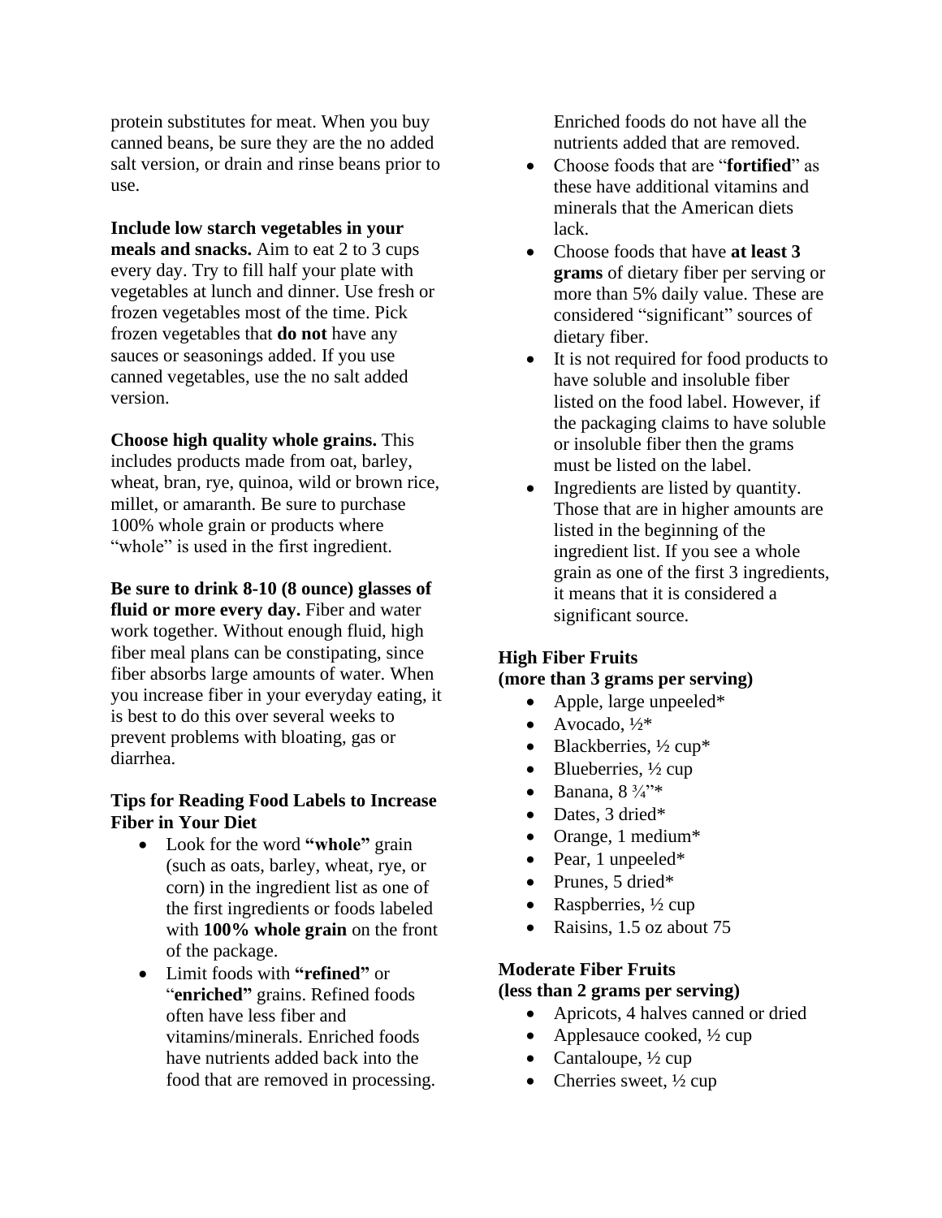protein substitutes for meat. When you buy canned beans, be sure they are the no added salt version, or drain and rinse beans prior to use.

**Include low starch vegetables in your meals and snacks.** Aim to eat 2 to 3 cups every day. Try to fill half your plate with vegetables at lunch and dinner. Use fresh or frozen vegetables most of the time. Pick frozen vegetables that **do not** have any sauces or seasonings added. If you use canned vegetables, use the no salt added version.

**Choose high quality whole grains.** This includes products made from oat, barley, wheat, bran, rye, quinoa, wild or brown rice, millet, or amaranth. Be sure to purchase 100% whole grain or products where "whole" is used in the first ingredient.

**Be sure to drink 8-10 (8 ounce) glasses of fluid or more every day.** Fiber and water work together. Without enough fluid, high fiber meal plans can be constipating, since fiber absorbs large amounts of water. When you increase fiber in your everyday eating, it is best to do this over several weeks to prevent problems with bloating, gas or diarrhea.

### Tips for Reading Food Labels to Increase Fiber in Your Diet

- Look for the word **"whole"** grain (such as oats, barley, wheat, rye, or corn) in the ingredient list as one of the first ingredients or foods labeled with **100% whole grain** on the front of the package.
- Limit foods with **"refined"** or "**enriched"** grains. Refined foods often have less fiber and vitamins/minerals. Enriched foods have nutrients added back into the food that are removed in processing. Enriched foods do not have all the nutrients added that are removed.
- Choose foods that are "**fortified**" as these have additional vitamins and minerals that the American diets lack.
- Choose foods that have **at least 3 grams** of dietary fiber per serving or more than 5% daily value. These are considered "significant" sources of dietary fiber.
- It is not required for food products to have soluble and insoluble fiber listed on the food label. However, if the packaging claims to have soluble or insoluble fiber then the grams must be listed on the label.
- Ingredients are listed by quantity. Those that are in higher amounts are listed in the beginning of the ingredient list. If you see a whole grain as one of the first 3 ingredients, it means that it is considered a significant source.

### High Fiber Fruits (more than 3 grams per serving)

- Apple, large unpeeled*
- Avocado, ½*
- Blackberries, ½ cup*
- Blueberries, ½ cup
- Banana, 8 ¾"*
- Dates, 3 dried*
- Orange, 1 medium*
- Pear, 1 unpeeled*
- Prunes, 5 dried*
- Raspberries, ½ cup
- Raisins, 1.5 oz about 75

### Moderate Fiber Fruits (less than 2 grams per serving)

- Apricots, 4 halves canned or dried
- Applesauce cooked, ½ cup
- Cantaloupe, ½ cup
- Cherries sweet, ½ cup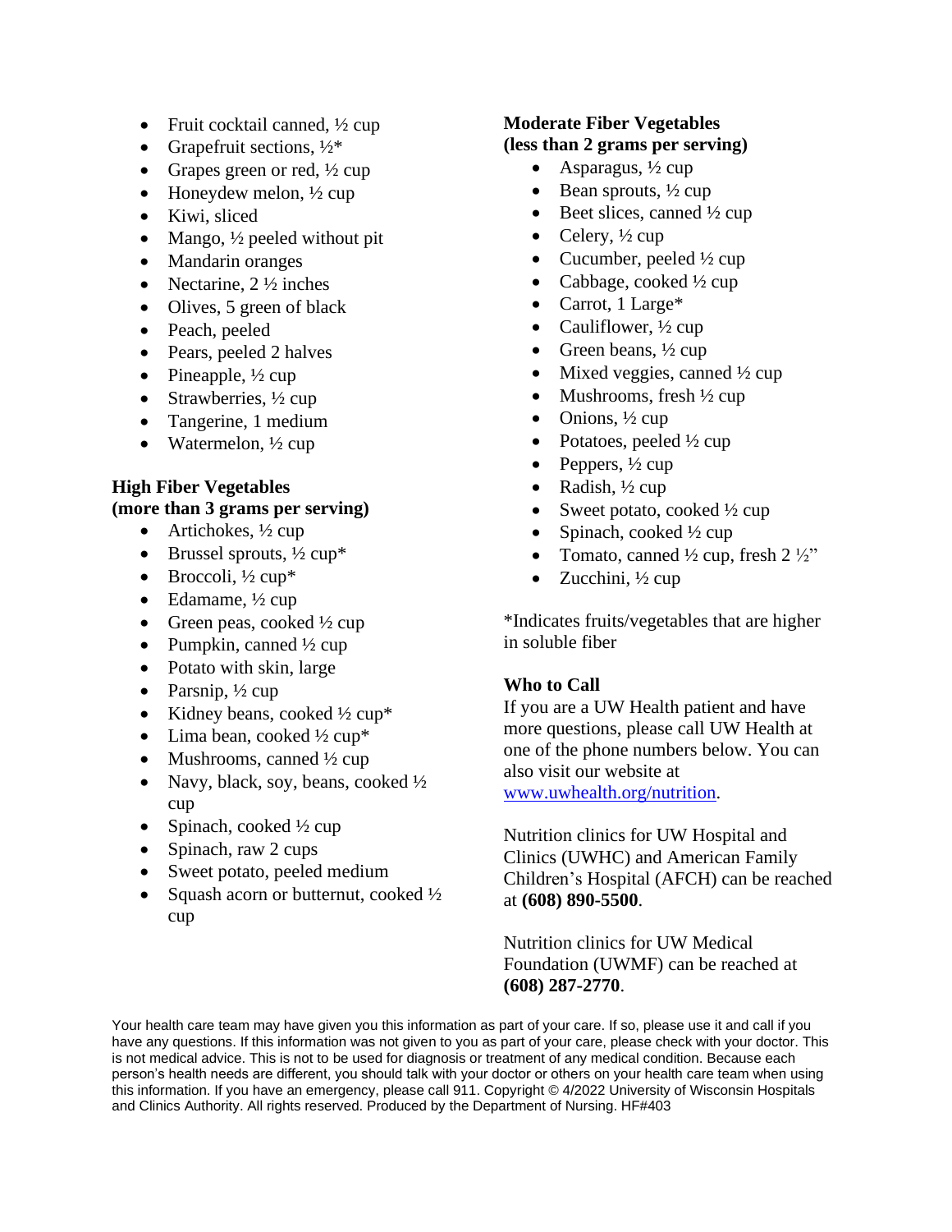- Fruit cocktail canned, ½ cup
- Grapefruit sections, ½*
- Grapes green or red, ½ cup
- Honeydew melon, ½ cup
- Kiwi, sliced
- Mango, ½ peeled without pit
- Mandarin oranges
- Nectarine, 2 ½ inches
- Olives, 5 green of black
- Peach, peeled
- Pears, peeled 2 halves
- Pineapple, ½ cup
- Strawberries, ½ cup
- Tangerine, 1 medium
- Watermelon, ½ cup

**High Fiber Vegetables**
**(more than 3 grams per serving)**

- Artichokes, ½ cup
- Brussel sprouts, ½ cup*
- Broccoli, ½ cup*
- Edamame, ½ cup
- Green peas, cooked ½ cup
- Pumpkin, canned ½ cup
- Potato with skin, large
- Parsnip, ½ cup
- Kidney beans, cooked ½ cup*
- Lima bean, cooked ½ cup*
- Mushrooms, canned ½ cup
- Navy, black, soy, beans, cooked ½ cup
- Spinach, cooked ½ cup
- Spinach, raw 2 cups
- Sweet potato, peeled medium
- Squash acorn or butternut, cooked ½ cup

**Moderate Fiber Vegetables**
**(less than 2 grams per serving)**

- Asparagus, ½ cup
- Bean sprouts, ½ cup
- Beet slices, canned ½ cup
- Celery, ½ cup
- Cucumber, peeled ½ cup
- Cabbage, cooked ½ cup
- Carrot, 1 Large*
- Cauliflower, ½ cup
- Green beans, ½ cup
- Mixed veggies, canned ½ cup
- Mushrooms, fresh ½ cup
- Onions, ½ cup
- Potatoes, peeled ½ cup
- Peppers, ½ cup
- Radish, ½ cup
- Sweet potato, cooked ½ cup
- Spinach, cooked ½ cup
- Tomato, canned ½ cup, fresh 2 ½"
- Zucchini, ½ cup

*Indicates fruits/vegetables that are higher in soluble fiber

**Who to Call**

If you are a UW Health patient and have more questions, please call UW Health at one of the phone numbers below. You can also visit our website at [www.uwhealth.org/nutrition](www.uwhealth.org/nutrition).

Nutrition clinics for UW Hospital and Clinics (UWHC) and American Family Children's Hospital (AFCH) can be reached at **(608) 890-5500**.

Nutrition clinics for UW Medical Foundation (UWMF) can be reached at **(608) 287-2770**.

Your health care team may have given you this information as part of your care. If so, please use it and call if you have any questions. If this information was not given to you as part of your care, please check with your doctor. This is not medical advice. This is not to be used for diagnosis or treatment of any medical condition. Because each person's health needs are different, you should talk with your doctor or others on your health care team when using this information. If you have an emergency, please call 911. Copyright © 4/2022 University of Wisconsin Hospitals and Clinics Authority. All rights reserved. Produced by the Department of Nursing. HF#403